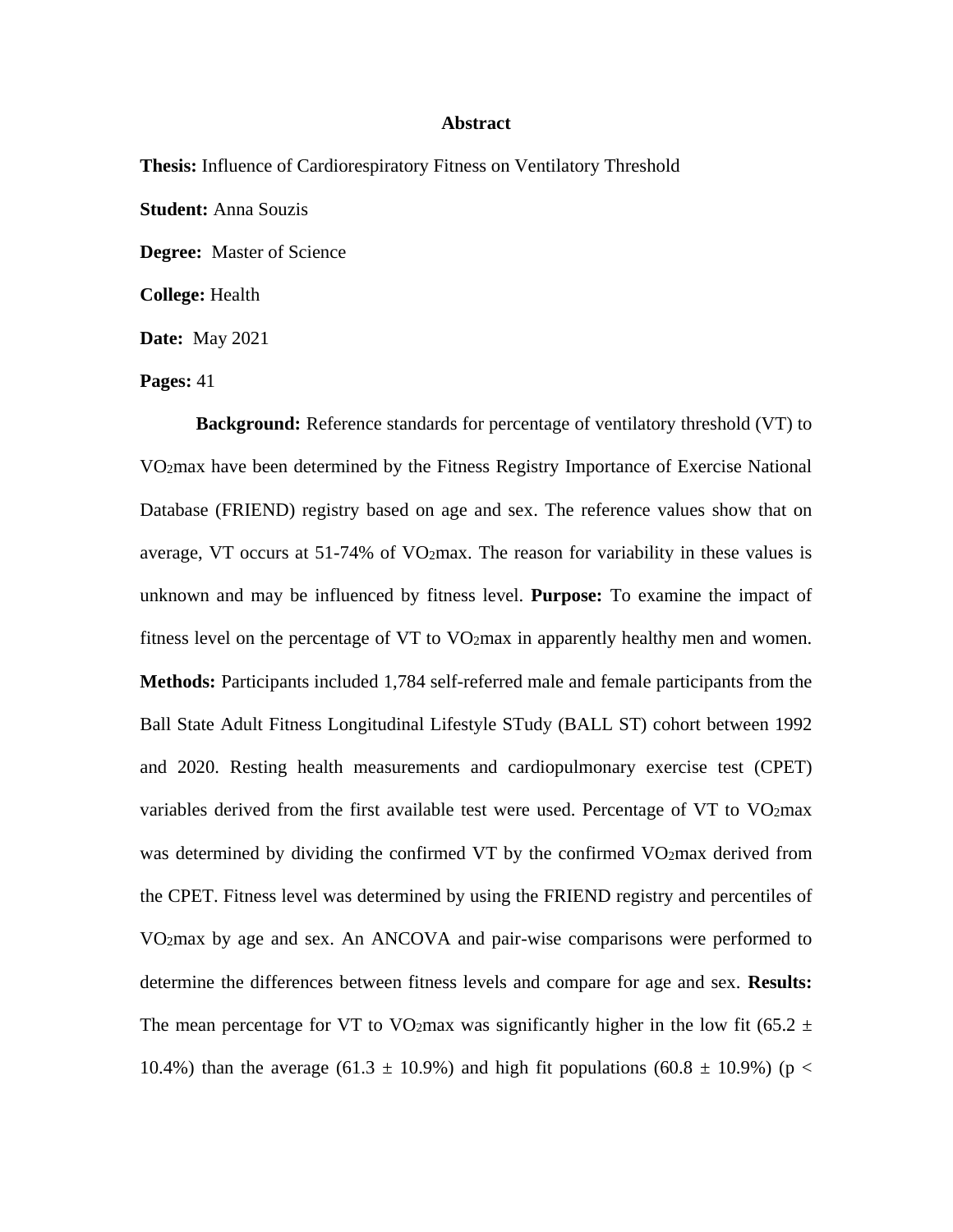# Abstract

**Thesis:** Influence of Cardiorespiratory Fitness on Ventilatory Threshold

**Student:** Anna Souzis

**Degree:** Master of Science

**College:** Health

**Date:** May 2021

**Pages:** 41

**Background:** Reference standards for percentage of ventilatory threshold (VT) to $VO_2$max have been determined by the Fitness Registry Importance of Exercise National Database (FRIEND) registry based on age and sex. The reference values show that on average, VT occurs at 51-74% of $VO_2$max. The reason for variability in these values is unknown and may be influenced by fitness level. **Purpose:** To examine the impact of fitness level on the percentage of VT to $VO_2$max in apparently healthy men and women. **Methods:** Participants included 1,784 self-referred male and female participants from the Ball State Adult Fitness Longitudinal Lifestyle STudy (BALL ST) cohort between 1992 and 2020. Resting health measurements and cardiopulmonary exercise test (CPET) variables derived from the first available test were used. Percentage of VT to $VO_2$max was determined by dividing the confirmed VT by the confirmed $VO_2$max derived from the CPET. Fitness level was determined by using the FRIEND registry and percentiles of $VO_2$max by age and sex. An ANCOVA and pair-wise comparisons were performed to determine the differences between fitness levels and compare for age and sex. **Results:** The mean percentage for VT to $VO_2$max was significantly higher in the low fit (65.2 ± 10.4%) than the average (61.3 ± 10.9%) and high fit populations (60.8 ± 10.9%) (p <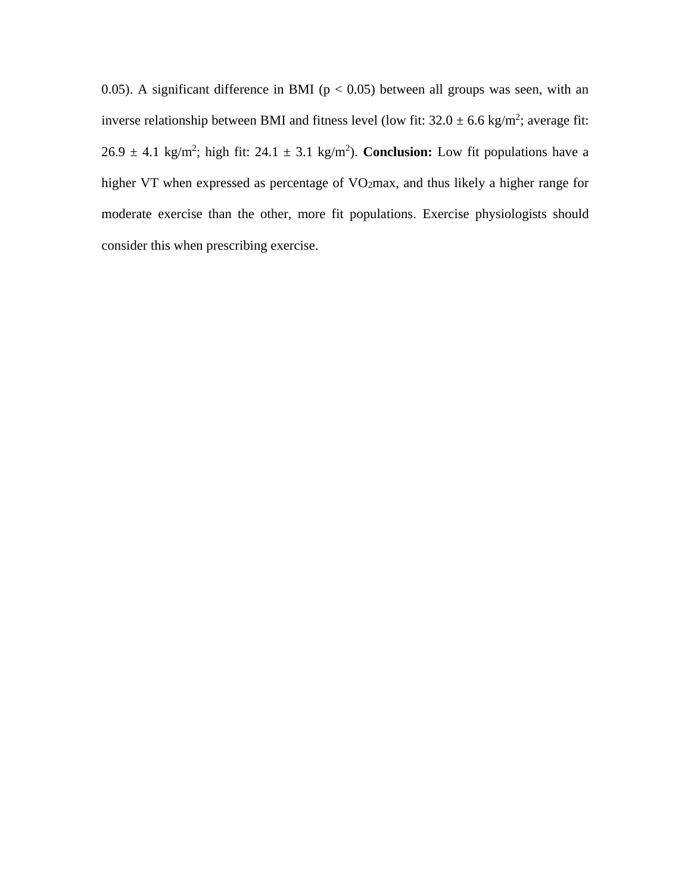0.05). A significant difference in BMI ($p < 0.05$) between all groups was seen, with an inverse relationship between BMI and fitness level (low fit: 32.0 ± 6.6 $kg/m^2$; average fit: 26.9 ± 4.1 $kg/m^2$; high fit: 24.1 ± 3.1 $kg/m^2$). **Conclusion:** Low fit populations have a higher VT when expressed as percentage of $VO_2max$, and thus likely a higher range for moderate exercise than the other, more fit populations. Exercise physiologists should consider this when prescribing exercise.